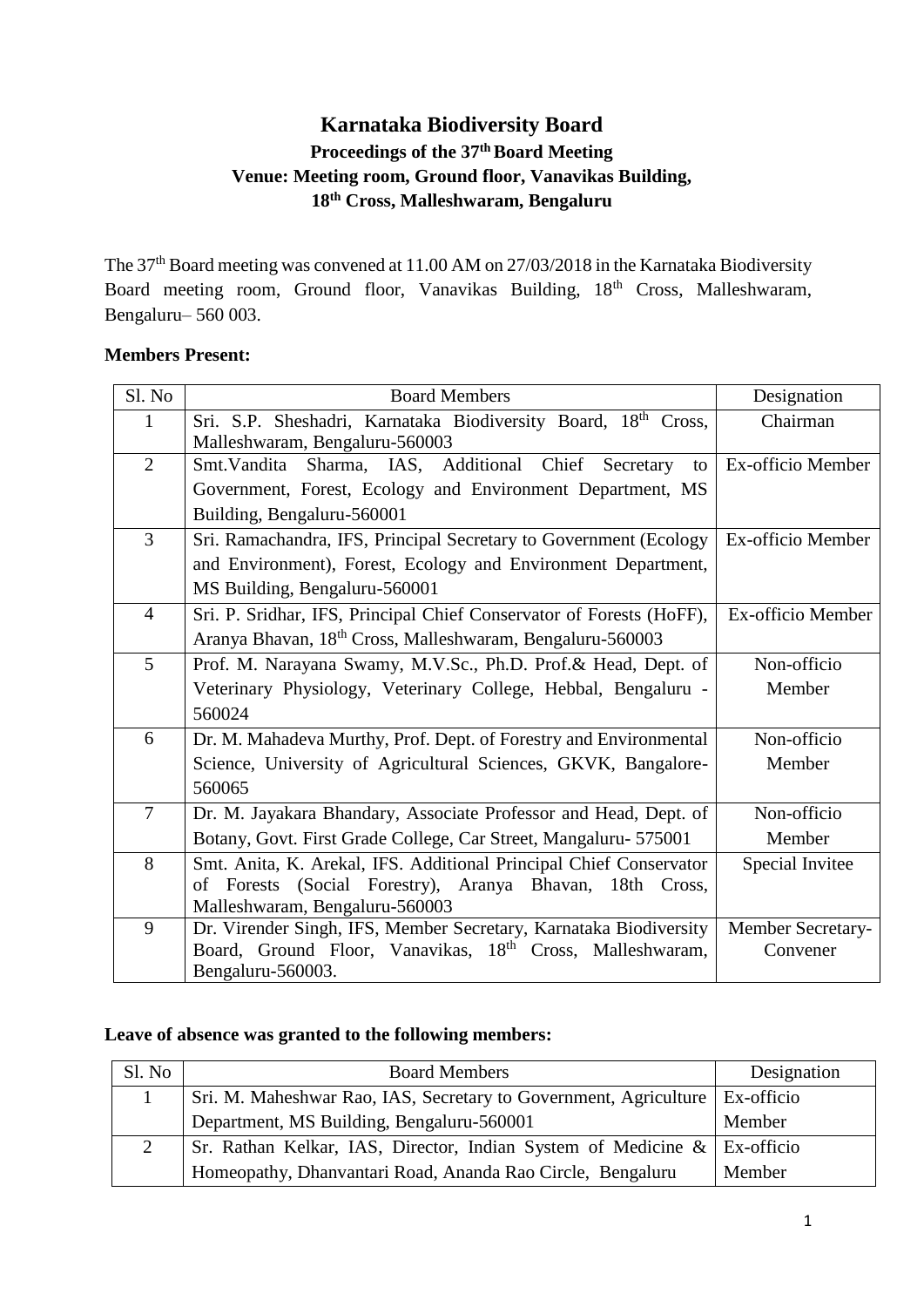# Karnataka Biodiversity Board

## Proceedings of the 37th Board Meeting

## Venue: Meeting room, Ground floor, Vanavikas Building, 18th Cross, Malleshwaram, Bengaluru

The 37th Board meeting was convened at 11.00 AM on 27/03/2018 in the Karnataka Biodiversity Board meeting room, Ground floor, Vanavikas Building, 18th Cross, Malleshwaram, Bengaluru– 560 003.

**Members Present:**

| Sl. No | Board Members | Designation |
|---|---|---|
| 1 | Sri. S.P. Sheshadri, Karnataka Biodiversity Board, 18th Cross, Malleshwaram, Bengaluru-560003 | Chairman |
| 2 | Smt.Vandita Sharma, IAS, Additional Chief Secretary to Government, Forest, Ecology and Environment Department, MS Building, Bengaluru-560001 | Ex-officio Member |
| 3 | Sri. Ramachandra, IFS, Principal Secretary to Government (Ecology and Environment), Forest, Ecology and Environment Department, MS Building, Bengaluru-560001 | Ex-officio Member |
| 4 | Sri. P. Sridhar, IFS, Principal Chief Conservator of Forests (HoFF), Aranya Bhavan, 18th Cross, Malleshwaram, Bengaluru-560003 | Ex-officio Member |
| 5 | Prof. M. Narayana Swamy, M.V.Sc., Ph.D. Prof.& Head, Dept. of Veterinary Physiology, Veterinary College, Hebbal, Bengaluru - 560024 | Non-officio Member |
| 6 | Dr. M. Mahadeva Murthy, Prof. Dept. of Forestry and Environmental Science, University of Agricultural Sciences, GKVK, Bangalore-560065 | Non-officio Member |
| 7 | Dr. M. Jayakara Bhandary, Associate Professor and Head, Dept. of Botany, Govt. First Grade College, Car Street, Mangaluru- 575001 | Non-officio Member |
| 8 | Smt. Anita, K. Arekal, IFS. Additional Principal Chief Conservator of Forests (Social Forestry), Aranya Bhavan, 18th Cross, Malleshwaram, Bengaluru-560003 | Special Invitee |
| 9 | Dr. Virender Singh, IFS, Member Secretary, Karnataka Biodiversity Board, Ground Floor, Vanavikas, 18th Cross, Malleshwaram, Bengaluru-560003. | Member Secretary-Convener |

**Leave of absence was granted to the following members:**

| Sl. No | Board Members | Designation |
|---|---|---|
| 1 | Sri. M. Maheshwar Rao, IAS, Secretary to Government, Agriculture Department, MS Building, Bengaluru-560001 | Ex-officio Member |
| 2 | Sr. Rathan Kelkar, IAS, Director, Indian System of Medicine & Homeopathy, Dhanvantari Road, Ananda Rao Circle, Bengaluru | Ex-officio Member |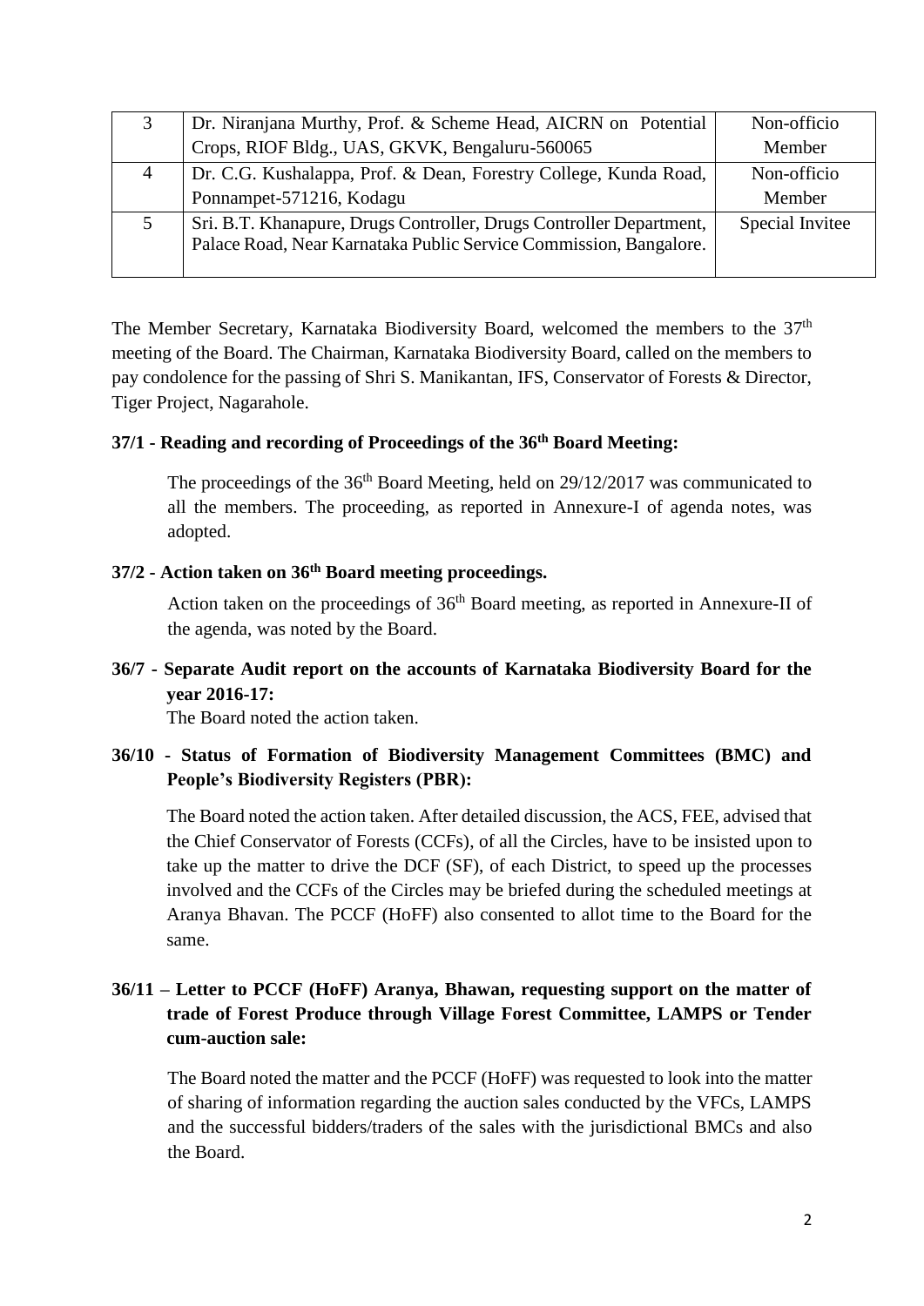| 3 | Dr. Niranjana Murthy, Prof. & Scheme Head, AICRN on Potential Crops, RIOF Bldg., UAS, GKVK, Bengaluru-560065 | Non-officio Member |
|---|---|---|
| 4 | Dr. C.G. Kushalappa, Prof. & Dean, Forestry College, Kunda Road, Ponnampet-571216, Kodagu | Non-officio Member |
| 5 | Sri. B.T. Khanapure, Drugs Controller, Drugs Controller Department, Palace Road, Near Karnataka Public Service Commission, Bangalore. | Special Invitee |

The Member Secretary, Karnataka Biodiversity Board, welcomed the members to the 37th meeting of the Board. The Chairman, Karnataka Biodiversity Board, called on the members to pay condolence for the passing of Shri S. Manikantan, IFS, Conservator of Forests & Director, Tiger Project, Nagarahole.

**37/1 - Reading and recording of Proceedings of the 36th Board Meeting:**

The proceedings of the 36th Board Meeting, held on 29/12/2017 was communicated to all the members. The proceeding, as reported in Annexure-I of agenda notes, was adopted.

**37/2 - Action taken on 36th Board meeting proceedings.**

Action taken on the proceedings of 36th Board meeting, as reported in Annexure-II of the agenda, was noted by the Board.

**36/7 - Separate Audit report on the accounts of Karnataka Biodiversity Board for the year 2016-17:**

The Board noted the action taken.

**36/10 - Status of Formation of Biodiversity Management Committees (BMC) and People's Biodiversity Registers (PBR):**

The Board noted the action taken. After detailed discussion, the ACS, FEE, advised that the Chief Conservator of Forests (CCFs), of all the Circles, have to be insisted upon to take up the matter to drive the DCF (SF), of each District, to speed up the processes involved and the CCFs of the Circles may be briefed during the scheduled meetings at Aranya Bhavan. The PCCF (HoFF) also consented to allot time to the Board for the same.

**36/11 – Letter to PCCF (HoFF) Aranya, Bhawan, requesting support on the matter of trade of Forest Produce through Village Forest Committee, LAMPS or Tender cum-auction sale:**

The Board noted the matter and the PCCF (HoFF) was requested to look into the matter of sharing of information regarding the auction sales conducted by the VFCs, LAMPS and the successful bidders/traders of the sales with the jurisdictional BMCs and also the Board.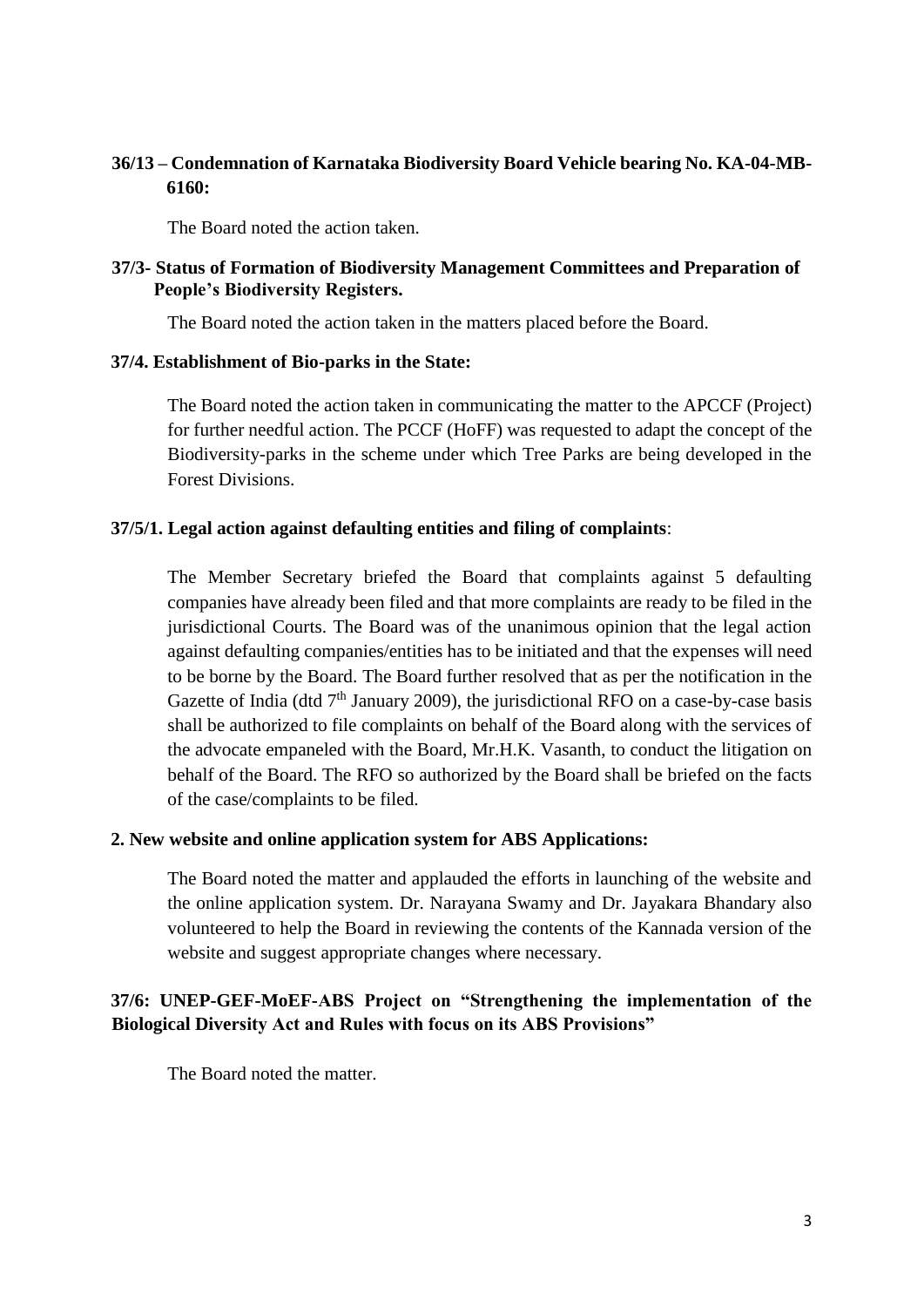**36/13 – Condemnation of Karnataka Biodiversity Board Vehicle bearing No. KA-04-MB-6160:**

The Board noted the action taken.

**37/3- Status of Formation of Biodiversity Management Committees and Preparation of People's Biodiversity Registers.**

The Board noted the action taken in the matters placed before the Board.

**37/4. Establishment of Bio-parks in the State:**

The Board noted the action taken in communicating the matter to the APCCF (Project) for further needful action. The PCCF (HoFF) was requested to adapt the concept of the Biodiversity-parks in the scheme under which Tree Parks are being developed in the Forest Divisions.

**37/5/1. Legal action against defaulting entities and filing of complaints**:

The Member Secretary briefed the Board that complaints against 5 defaulting companies have already been filed and that more complaints are ready to be filed in the jurisdictional Courts. The Board was of the unanimous opinion that the legal action against defaulting companies/entities has to be initiated and that the expenses will need to be borne by the Board. The Board further resolved that as per the notification in the Gazette of India (dtd 7th January 2009), the jurisdictional RFO on a case-by-case basis shall be authorized to file complaints on behalf of the Board along with the services of the advocate empaneled with the Board, Mr.H.K. Vasanth, to conduct the litigation on behalf of the Board. The RFO so authorized by the Board shall be briefed on the facts of the case/complaints to be filed.

**2. New website and online application system for ABS Applications:**

The Board noted the matter and applauded the efforts in launching of the website and the online application system. Dr. Narayana Swamy and Dr. Jayakara Bhandary also volunteered to help the Board in reviewing the contents of the Kannada version of the website and suggest appropriate changes where necessary.

**37/6: UNEP-GEF-MoEF-ABS Project on "Strengthening the implementation of the Biological Diversity Act and Rules with focus on its ABS Provisions"**

The Board noted the matter.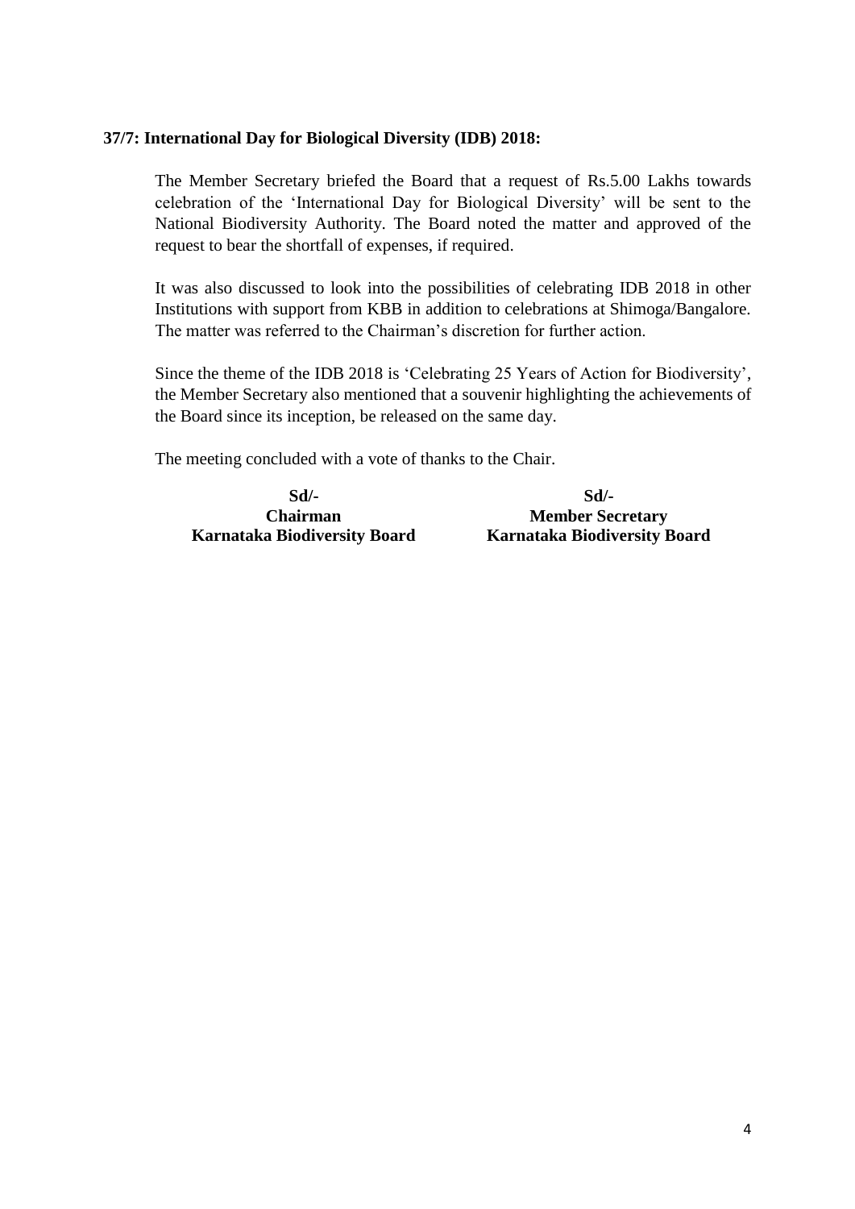**37/7: International Day for Biological Diversity (IDB) 2018:**

The Member Secretary briefed the Board that a request of Rs.5.00 Lakhs towards celebration of the 'International Day for Biological Diversity' will be sent to the National Biodiversity Authority. The Board noted the matter and approved of the request to bear the shortfall of expenses, if required.

It was also discussed to look into the possibilities of celebrating IDB 2018 in other Institutions with support from KBB in addition to celebrations at Shimoga/Bangalore. The matter was referred to the Chairman's discretion for further action.

Since the theme of the IDB 2018 is 'Celebrating 25 Years of Action for Biodiversity', the Member Secretary also mentioned that a souvenir highlighting the achievements of the Board since its inception, be released on the same day.

The meeting concluded with a vote of thanks to the Chair.

| | |
|---|---|
| **Sd/-** | **Sd/-** |
| **Chairman** | **Member Secretary** |
| **Karnataka Biodiversity Board** | **Karnataka Biodiversity Board** |